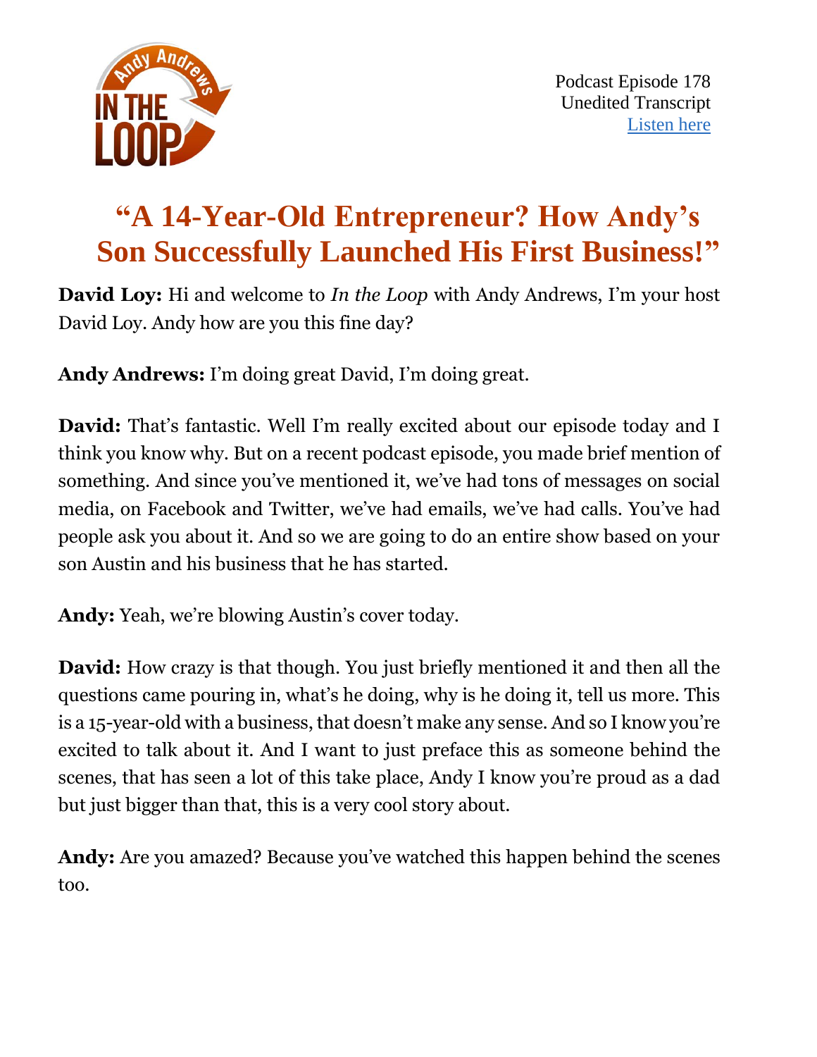Podcast Episode 178
Unedited Transcript
[Listen here]

# "A 14-Year-Old Entrepreneur? How Andy's Son Successfully Launched His First Business!"

**David Loy:** Hi and welcome to *In the Loop* with Andy Andrews, I'm your host David Loy. Andy how are you this fine day?

**Andy Andrews:** I'm doing great David, I'm doing great.

**David:** That's fantastic. Well I'm really excited about our episode today and I think you know why. But on a recent podcast episode, you made brief mention of something. And since you've mentioned it, we've had tons of messages on social media, on Facebook and Twitter, we've had emails, we've had calls. You've had people ask you about it. And so we are going to do an entire show based on your son Austin and his business that he has started.

**Andy:** Yeah, we're blowing Austin's cover today.

**David:** How crazy is that though. You just briefly mentioned it and then all the questions came pouring in, what's he doing, why is he doing it, tell us more. This is a 15-year-old with a business, that doesn't make any sense. And so I know you're excited to talk about it. And I want to just preface this as someone behind the scenes, that has seen a lot of this take place, Andy I know you're proud as a dad but just bigger than that, this is a very cool story about.

**Andy:** Are you amazed? Because you've watched this happen behind the scenes too.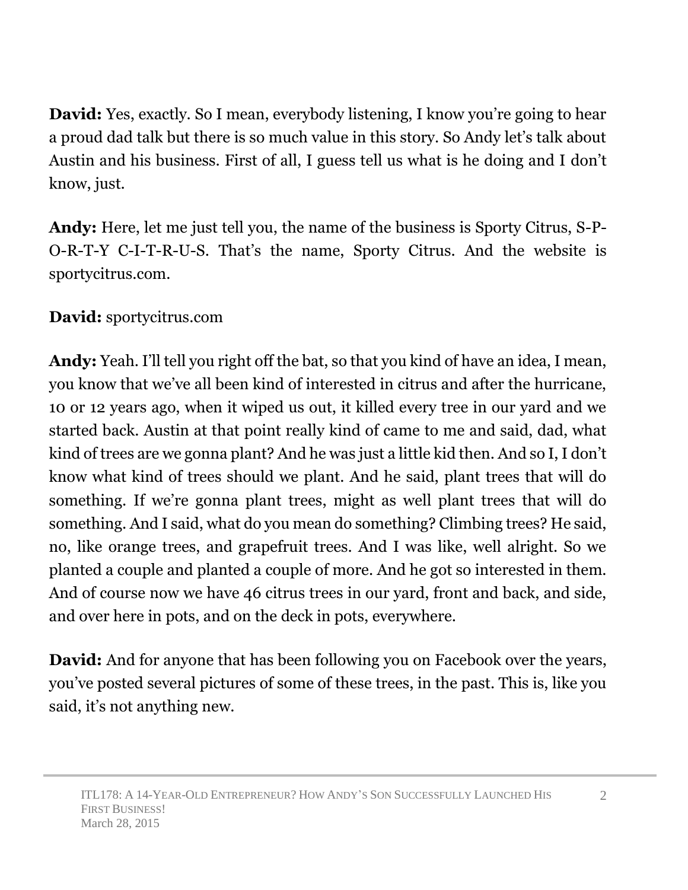**David:** Yes, exactly. So I mean, everybody listening, I know you're going to hear a proud dad talk but there is so much value in this story. So Andy let's talk about Austin and his business. First of all, I guess tell us what is he doing and I don't know, just.

**Andy:** Here, let me just tell you, the name of the business is Sporty Citrus, S-P-O-R-T-Y C-I-T-R-U-S. That's the name, Sporty Citrus. And the website is sportycitrus.com.

**David:** sportycitrus.com

**Andy:** Yeah. I'll tell you right off the bat, so that you kind of have an idea, I mean, you know that we've all been kind of interested in citrus and after the hurricane, 10 or 12 years ago, when it wiped us out, it killed every tree in our yard and we started back. Austin at that point really kind of came to me and said, dad, what kind of trees are we gonna plant? And he was just a little kid then. And so I, I don't know what kind of trees should we plant. And he said, plant trees that will do something. If we're gonna plant trees, might as well plant trees that will do something. And I said, what do you mean do something? Climbing trees? He said, no, like orange trees, and grapefruit trees. And I was like, well alright. So we planted a couple and planted a couple of more. And he got so interested in them. And of course now we have 46 citrus trees in our yard, front and back, and side, and over here in pots, and on the deck in pots, everywhere.

**David:** And for anyone that has been following you on Facebook over the years, you've posted several pictures of some of these trees, in the past. This is, like you said, it's not anything new.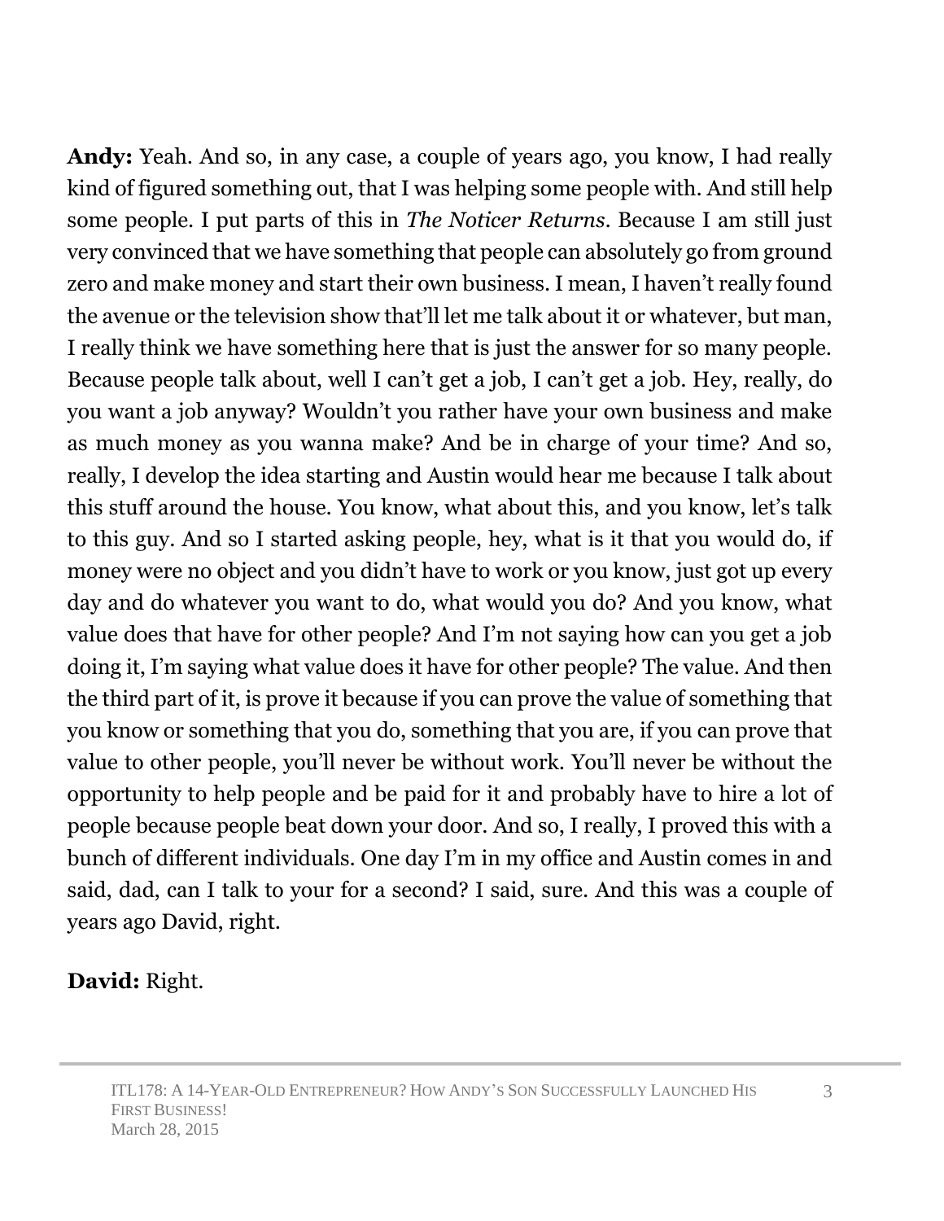**Andy:** Yeah. And so, in any case, a couple of years ago, you know, I had really kind of figured something out, that I was helping some people with. And still help some people. I put parts of this in *The Noticer Returns*. Because I am still just very convinced that we have something that people can absolutely go from ground zero and make money and start their own business. I mean, I haven't really found the avenue or the television show that'll let me talk about it or whatever, but man, I really think we have something here that is just the answer for so many people. Because people talk about, well I can't get a job, I can't get a job. Hey, really, do you want a job anyway? Wouldn't you rather have your own business and make as much money as you wanna make? And be in charge of your time? And so, really, I develop the idea starting and Austin would hear me because I talk about this stuff around the house. You know, what about this, and you know, let's talk to this guy. And so I started asking people, hey, what is it that you would do, if money were no object and you didn't have to work or you know, just got up every day and do whatever you want to do, what would you do? And you know, what value does that have for other people? And I'm not saying how can you get a job doing it, I'm saying what value does it have for other people? The value. And then the third part of it, is prove it because if you can prove the value of something that you know or something that you do, something that you are, if you can prove that value to other people, you'll never be without work. You'll never be without the opportunity to help people and be paid for it and probably have to hire a lot of people because people beat down your door. And so, I really, I proved this with a bunch of different individuals. One day I'm in my office and Austin comes in and said, dad, can I talk to your for a second? I said, sure. And this was a couple of years ago David, right.

**David:** Right.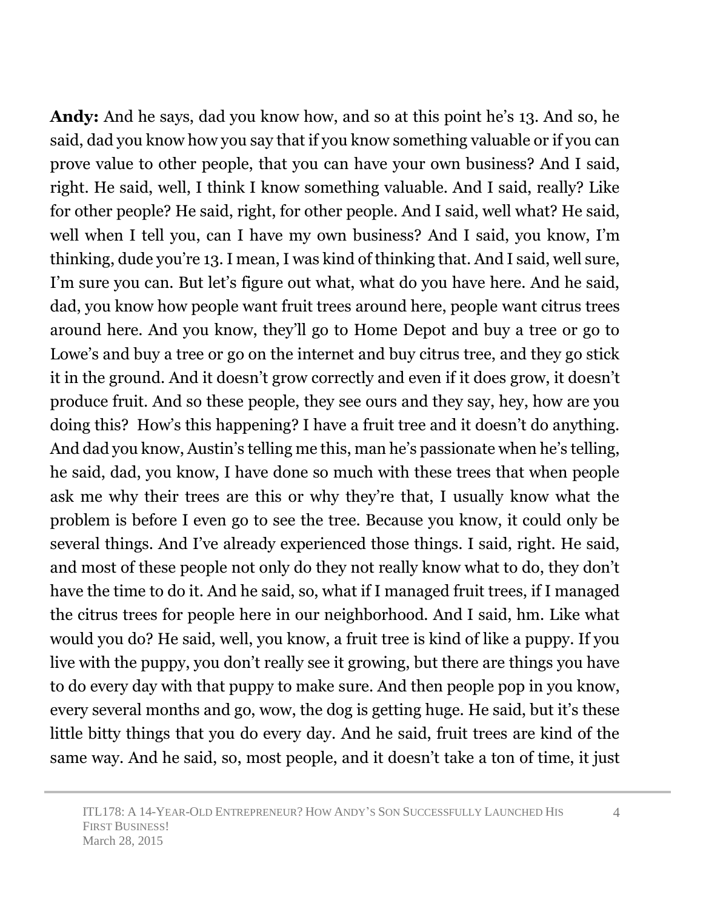**Andy:** And he says, dad you know how, and so at this point he's 13. And so, he said, dad you know how you say that if you know something valuable or if you can prove value to other people, that you can have your own business? And I said, right. He said, well, I think I know something valuable. And I said, really? Like for other people? He said, right, for other people. And I said, well what? He said, well when I tell you, can I have my own business? And I said, you know, I'm thinking, dude you're 13. I mean, I was kind of thinking that. And I said, well sure, I'm sure you can. But let's figure out what, what do you have here. And he said, dad, you know how people want fruit trees around here, people want citrus trees around here. And you know, they'll go to Home Depot and buy a tree or go to Lowe's and buy a tree or go on the internet and buy citrus tree, and they go stick it in the ground. And it doesn't grow correctly and even if it does grow, it doesn't produce fruit. And so these people, they see ours and they say, hey, how are you doing this? How's this happening? I have a fruit tree and it doesn't do anything. And dad you know, Austin's telling me this, man he's passionate when he's telling, he said, dad, you know, I have done so much with these trees that when people ask me why their trees are this or why they're that, I usually know what the problem is before I even go to see the tree. Because you know, it could only be several things. And I've already experienced those things. I said, right. He said, and most of these people not only do they not really know what to do, they don't have the time to do it. And he said, so, what if I managed fruit trees, if I managed the citrus trees for people here in our neighborhood. And I said, hm. Like what would you do? He said, well, you know, a fruit tree is kind of like a puppy. If you live with the puppy, you don't really see it growing, but there are things you have to do every day with that puppy to make sure. And then people pop in you know, every several months and go, wow, the dog is getting huge. He said, but it's these little bitty things that you do every day. And he said, fruit trees are kind of the same way. And he said, so, most people, and it doesn't take a ton of time, it just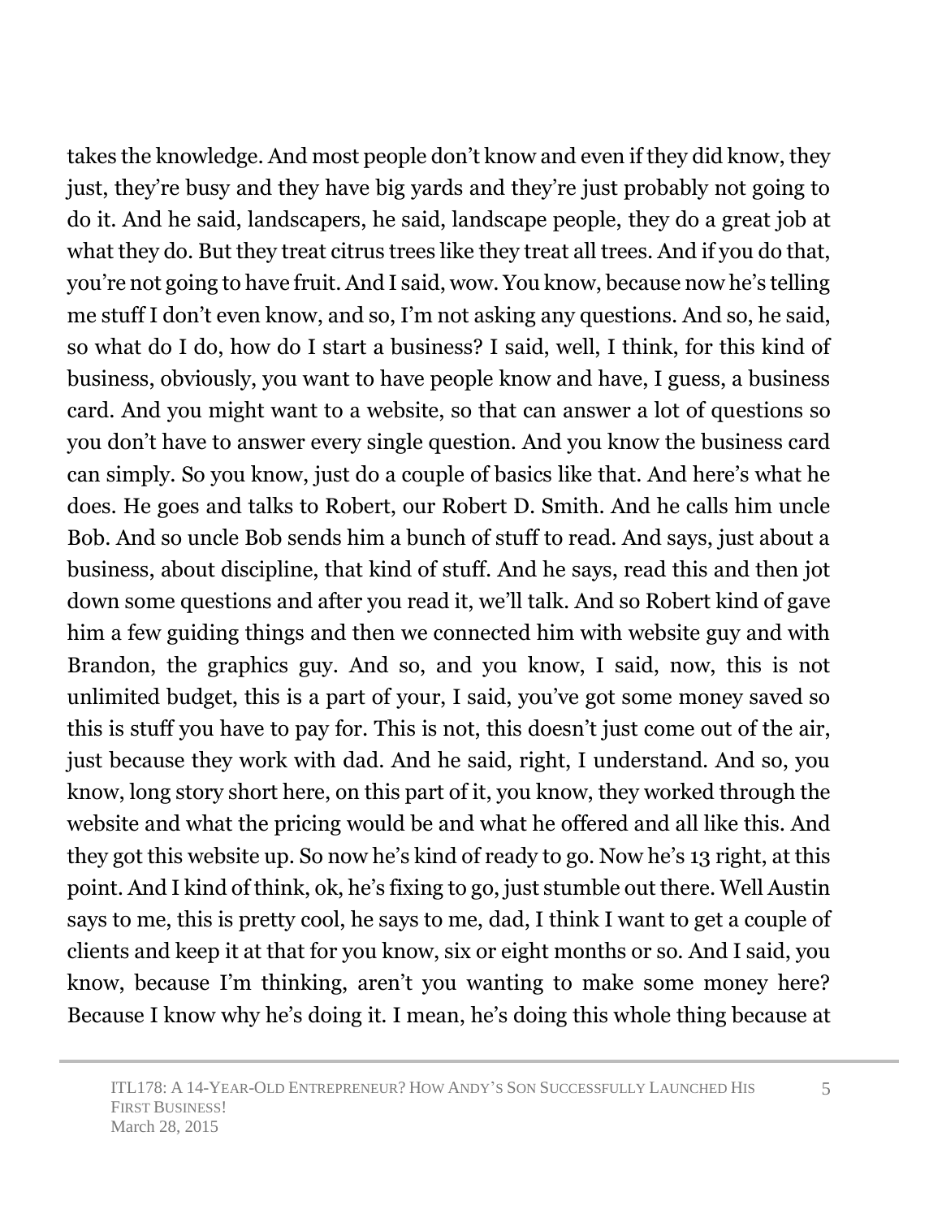takes the knowledge. And most people don't know and even if they did know, they just, they're busy and they have big yards and they're just probably not going to do it. And he said, landscapers, he said, landscape people, they do a great job at what they do. But they treat citrus trees like they treat all trees. And if you do that, you're not going to have fruit. And I said, wow. You know, because now he's telling me stuff I don't even know, and so, I'm not asking any questions. And so, he said, so what do I do, how do I start a business? I said, well, I think, for this kind of business, obviously, you want to have people know and have, I guess, a business card. And you might want to a website, so that can answer a lot of questions so you don't have to answer every single question. And you know the business card can simply. So you know, just do a couple of basics like that. And here's what he does. He goes and talks to Robert, our Robert D. Smith. And he calls him uncle Bob. And so uncle Bob sends him a bunch of stuff to read. And says, just about a business, about discipline, that kind of stuff. And he says, read this and then jot down some questions and after you read it, we'll talk. And so Robert kind of gave him a few guiding things and then we connected him with website guy and with Brandon, the graphics guy. And so, and you know, I said, now, this is not unlimited budget, this is a part of your, I said, you've got some money saved so this is stuff you have to pay for. This is not, this doesn't just come out of the air, just because they work with dad. And he said, right, I understand. And so, you know, long story short here, on this part of it, you know, they worked through the website and what the pricing would be and what he offered and all like this. And they got this website up. So now he's kind of ready to go. Now he's 13 right, at this point. And I kind of think, ok, he's fixing to go, just stumble out there. Well Austin says to me, this is pretty cool, he says to me, dad, I think I want to get a couple of clients and keep it at that for you know, six or eight months or so. And I said, you know, because I'm thinking, aren't you wanting to make some money here? Because I know why he's doing it. I mean, he's doing this whole thing because at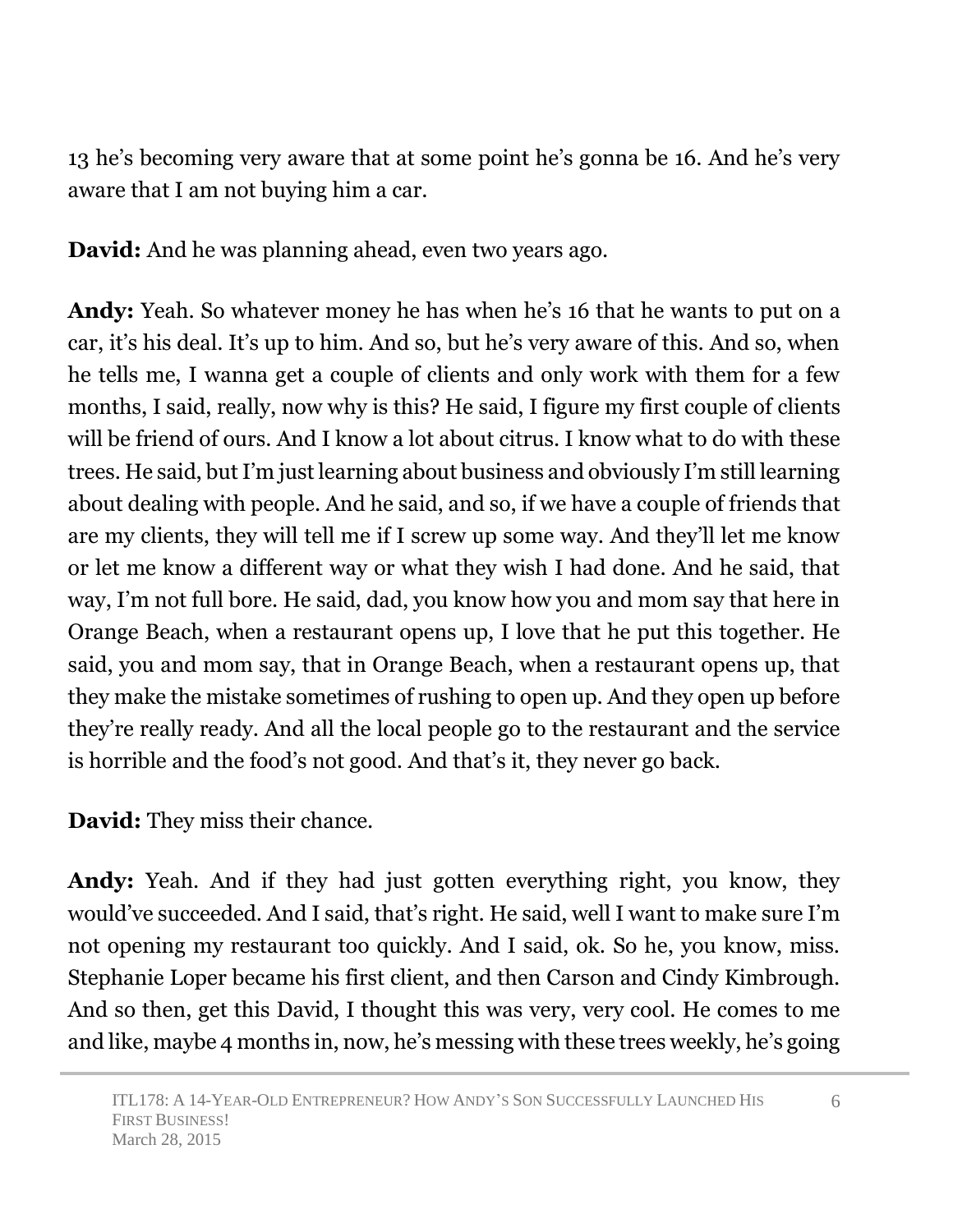13 he's becoming very aware that at some point he's gonna be 16. And he's very aware that I am not buying him a car.

**David:** And he was planning ahead, even two years ago.

**Andy:** Yeah. So whatever money he has when he's 16 that he wants to put on a car, it's his deal. It's up to him. And so, but he's very aware of this. And so, when he tells me, I wanna get a couple of clients and only work with them for a few months, I said, really, now why is this? He said, I figure my first couple of clients will be friend of ours. And I know a lot about citrus. I know what to do with these trees. He said, but I'm just learning about business and obviously I'm still learning about dealing with people. And he said, and so, if we have a couple of friends that are my clients, they will tell me if I screw up some way. And they'll let me know or let me know a different way or what they wish I had done. And he said, that way, I'm not full bore. He said, dad, you know how you and mom say that here in Orange Beach, when a restaurant opens up, I love that he put this together. He said, you and mom say, that in Orange Beach, when a restaurant opens up, that they make the mistake sometimes of rushing to open up. And they open up before they're really ready. And all the local people go to the restaurant and the service is horrible and the food's not good. And that's it, they never go back.

**David:** They miss their chance.

**Andy:** Yeah. And if they had just gotten everything right, you know, they would've succeeded. And I said, that's right. He said, well I want to make sure I'm not opening my restaurant too quickly. And I said, ok. So he, you know, miss. Stephanie Loper became his first client, and then Carson and Cindy Kimbrough. And so then, get this David, I thought this was very, very cool. He comes to me and like, maybe 4 months in, now, he's messing with these trees weekly, he's going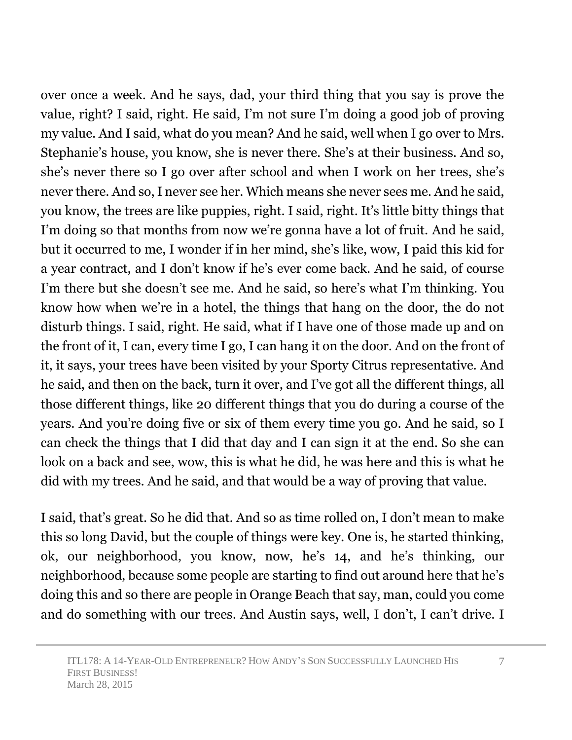over once a week. And he says, dad, your third thing that you say is prove the value, right? I said, right. He said, I'm not sure I'm doing a good job of proving my value. And I said, what do you mean? And he said, well when I go over to Mrs. Stephanie's house, you know, she is never there. She's at their business. And so, she's never there so I go over after school and when I work on her trees, she's never there. And so, I never see her. Which means she never sees me. And he said, you know, the trees are like puppies, right. I said, right. It's little bitty things that I'm doing so that months from now we're gonna have a lot of fruit. And he said, but it occurred to me, I wonder if in her mind, she's like, wow, I paid this kid for a year contract, and I don't know if he's ever come back. And he said, of course I'm there but she doesn't see me. And he said, so here's what I'm thinking. You know how when we're in a hotel, the things that hang on the door, the do not disturb things. I said, right. He said, what if I have one of those made up and on the front of it, I can, every time I go, I can hang it on the door. And on the front of it, it says, your trees have been visited by your Sporty Citrus representative. And he said, and then on the back, turn it over, and I've got all the different things, all those different things, like 20 different things that you do during a course of the years. And you're doing five or six of them every time you go. And he said, so I can check the things that I did that day and I can sign it at the end. So she can look on a back and see, wow, this is what he did, he was here and this is what he did with my trees. And he said, and that would be a way of proving that value.

I said, that's great. So he did that. And so as time rolled on, I don't mean to make this so long David, but the couple of things were key. One is, he started thinking, ok, our neighborhood, you know, now, he's 14, and he's thinking, our neighborhood, because some people are starting to find out around here that he's doing this and so there are people in Orange Beach that say, man, could you come and do something with our trees. And Austin says, well, I don't, I can't drive. I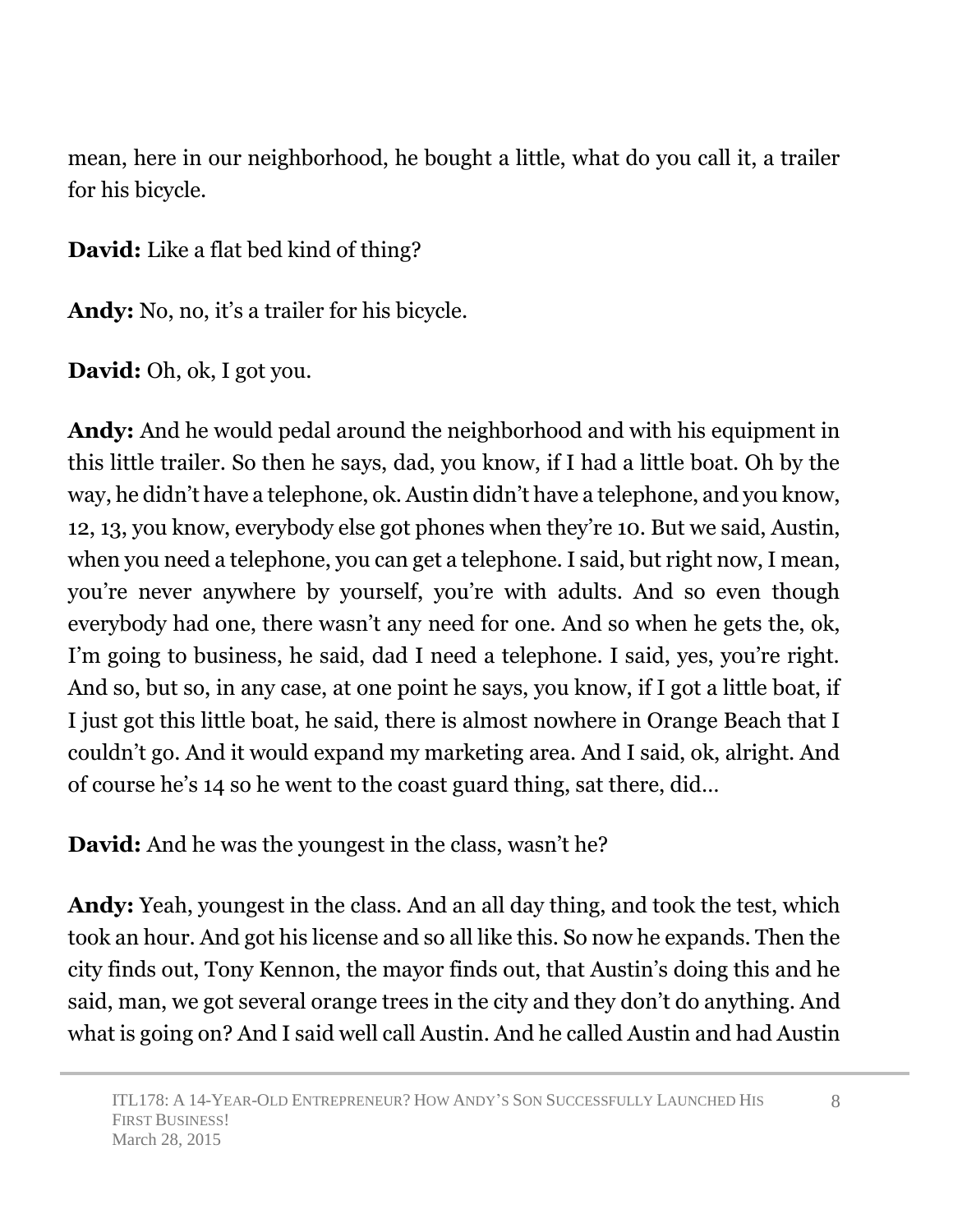mean, here in our neighborhood, he bought a little, what do you call it, a trailer for his bicycle.

**David:** Like a flat bed kind of thing?

**Andy:** No, no, it's a trailer for his bicycle.

**David:** Oh, ok, I got you.

**Andy:** And he would pedal around the neighborhood and with his equipment in this little trailer. So then he says, dad, you know, if I had a little boat. Oh by the way, he didn't have a telephone, ok. Austin didn't have a telephone, and you know, 12, 13, you know, everybody else got phones when they're 10. But we said, Austin, when you need a telephone, you can get a telephone. I said, but right now, I mean, you're never anywhere by yourself, you're with adults. And so even though everybody had one, there wasn't any need for one. And so when he gets the, ok, I'm going to business, he said, dad I need a telephone. I said, yes, you're right. And so, but so, in any case, at one point he says, you know, if I got a little boat, if I just got this little boat, he said, there is almost nowhere in Orange Beach that I couldn't go. And it would expand my marketing area. And I said, ok, alright. And of course he's 14 so he went to the coast guard thing, sat there, did…

**David:** And he was the youngest in the class, wasn't he?

**Andy:** Yeah, youngest in the class. And an all day thing, and took the test, which took an hour. And got his license and so all like this. So now he expands. Then the city finds out, Tony Kennon, the mayor finds out, that Austin's doing this and he said, man, we got several orange trees in the city and they don't do anything. And what is going on? And I said well call Austin. And he called Austin and had Austin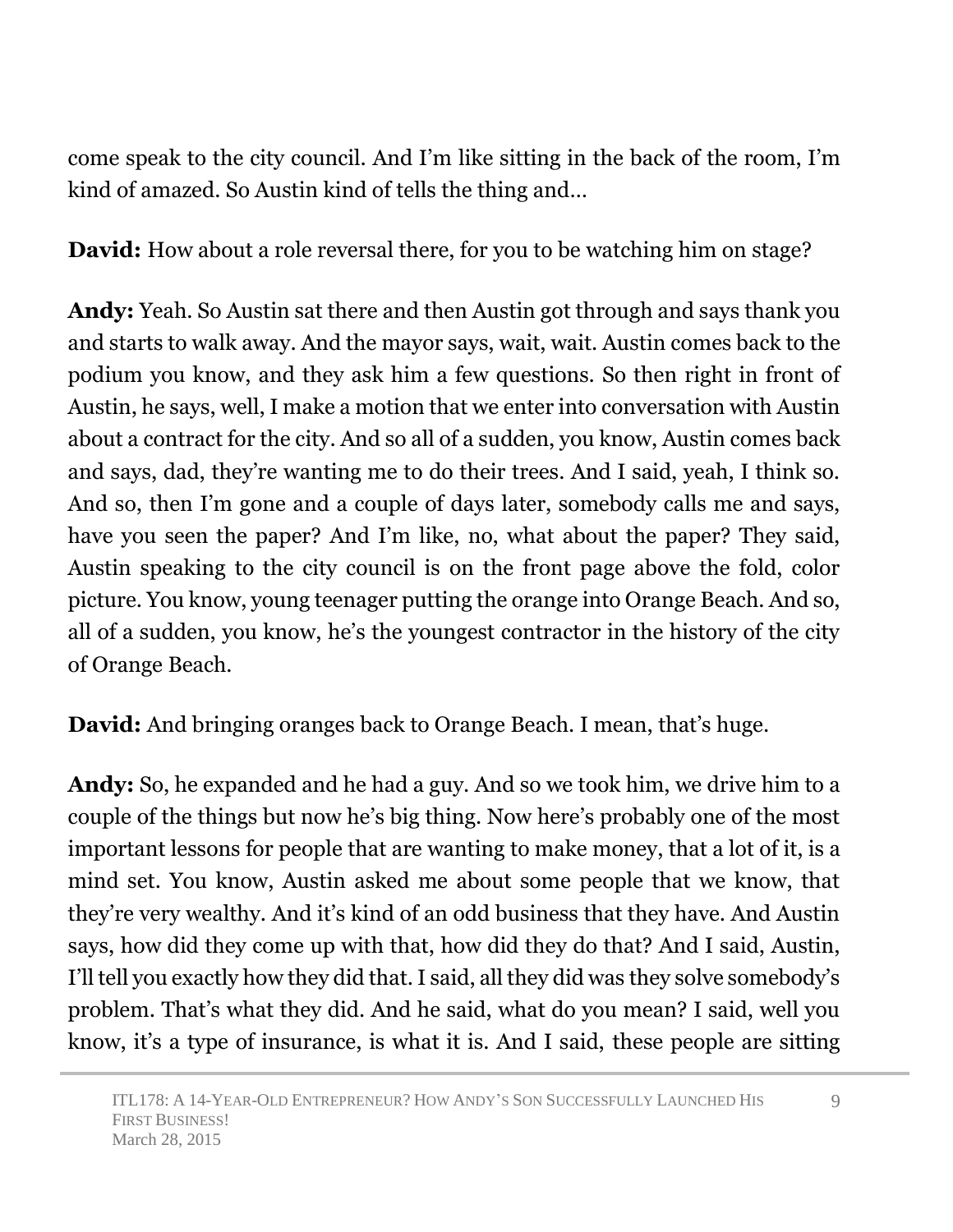come speak to the city council. And I'm like sitting in the back of the room, I'm kind of amazed. So Austin kind of tells the thing and…

**David:** How about a role reversal there, for you to be watching him on stage?

**Andy:** Yeah. So Austin sat there and then Austin got through and says thank you and starts to walk away. And the mayor says, wait, wait. Austin comes back to the podium you know, and they ask him a few questions. So then right in front of Austin, he says, well, I make a motion that we enter into conversation with Austin about a contract for the city. And so all of a sudden, you know, Austin comes back and says, dad, they're wanting me to do their trees. And I said, yeah, I think so. And so, then I'm gone and a couple of days later, somebody calls me and says, have you seen the paper? And I'm like, no, what about the paper? They said, Austin speaking to the city council is on the front page above the fold, color picture. You know, young teenager putting the orange into Orange Beach. And so, all of a sudden, you know, he's the youngest contractor in the history of the city of Orange Beach.

**David:** And bringing oranges back to Orange Beach. I mean, that's huge.

**Andy:** So, he expanded and he had a guy. And so we took him, we drive him to a couple of the things but now he's big thing. Now here's probably one of the most important lessons for people that are wanting to make money, that a lot of it, is a mind set. You know, Austin asked me about some people that we know, that they're very wealthy. And it's kind of an odd business that they have. And Austin says, how did they come up with that, how did they do that? And I said, Austin, I'll tell you exactly how they did that. I said, all they did was they solve somebody's problem. That's what they did. And he said, what do you mean? I said, well you know, it's a type of insurance, is what it is. And I said, these people are sitting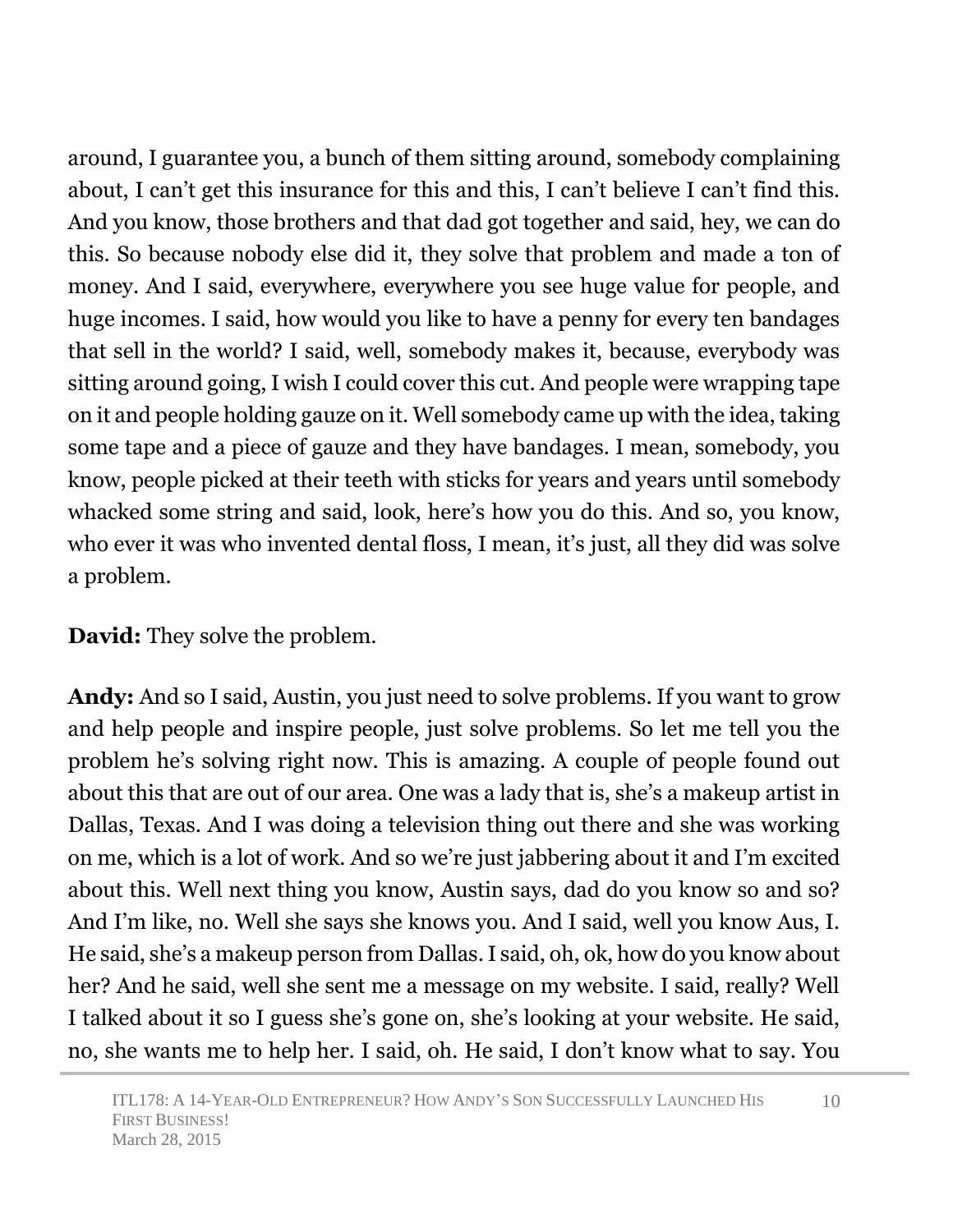around, I guarantee you, a bunch of them sitting around, somebody complaining about, I can't get this insurance for this and this, I can't believe I can't find this. And you know, those brothers and that dad got together and said, hey, we can do this. So because nobody else did it, they solve that problem and made a ton of money. And I said, everywhere, everywhere you see huge value for people, and huge incomes. I said, how would you like to have a penny for every ten bandages that sell in the world? I said, well, somebody makes it, because, everybody was sitting around going, I wish I could cover this cut. And people were wrapping tape on it and people holding gauze on it. Well somebody came up with the idea, taking some tape and a piece of gauze and they have bandages. I mean, somebody, you know, people picked at their teeth with sticks for years and years until somebody whacked some string and said, look, here's how you do this. And so, you know, who ever it was who invented dental floss, I mean, it's just, all they did was solve a problem.

**David:** They solve the problem.

**Andy:** And so I said, Austin, you just need to solve problems. If you want to grow and help people and inspire people, just solve problems. So let me tell you the problem he's solving right now. This is amazing. A couple of people found out about this that are out of our area. One was a lady that is, she's a makeup artist in Dallas, Texas. And I was doing a television thing out there and she was working on me, which is a lot of work. And so we're just jabbering about it and I'm excited about this. Well next thing you know, Austin says, dad do you know so and so? And I'm like, no. Well she says she knows you. And I said, well you know Aus, I. He said, she's a makeup person from Dallas. I said, oh, ok, how do you know about her? And he said, well she sent me a message on my website. I said, really? Well I talked about it so I guess she's gone on, she's looking at your website. He said, no, she wants me to help her. I said, oh. He said, I don't know what to say. You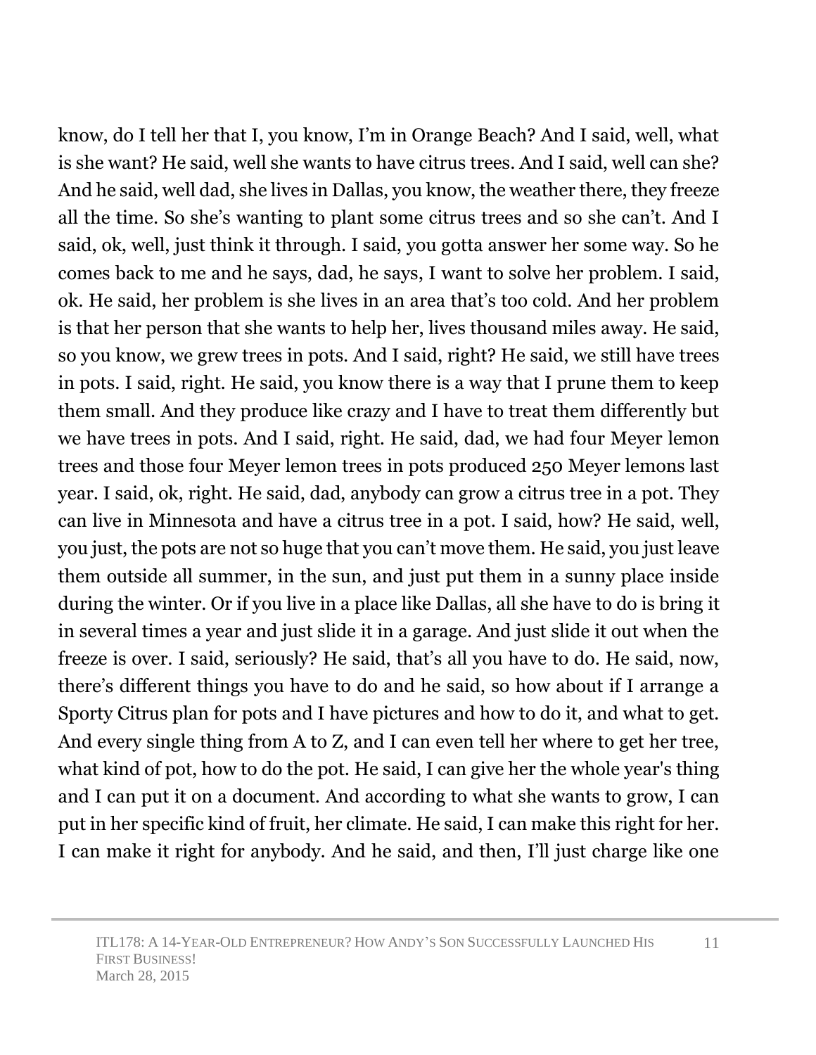know, do I tell her that I, you know, I'm in Orange Beach? And I said, well, what is she want? He said, well she wants to have citrus trees. And I said, well can she? And he said, well dad, she lives in Dallas, you know, the weather there, they freeze all the time. So she's wanting to plant some citrus trees and so she can't. And I said, ok, well, just think it through. I said, you gotta answer her some way. So he comes back to me and he says, dad, he says, I want to solve her problem. I said, ok. He said, her problem is she lives in an area that's too cold. And her problem is that her person that she wants to help her, lives thousand miles away. He said, so you know, we grew trees in pots. And I said, right? He said, we still have trees in pots. I said, right. He said, you know there is a way that I prune them to keep them small. And they produce like crazy and I have to treat them differently but we have trees in pots. And I said, right. He said, dad, we had four Meyer lemon trees and those four Meyer lemon trees in pots produced 250 Meyer lemons last year. I said, ok, right. He said, dad, anybody can grow a citrus tree in a pot. They can live in Minnesota and have a citrus tree in a pot. I said, how? He said, well, you just, the pots are not so huge that you can't move them. He said, you just leave them outside all summer, in the sun, and just put them in a sunny place inside during the winter. Or if you live in a place like Dallas, all she have to do is bring it in several times a year and just slide it in a garage. And just slide it out when the freeze is over. I said, seriously? He said, that's all you have to do. He said, now, there's different things you have to do and he said, so how about if I arrange a Sporty Citrus plan for pots and I have pictures and how to do it, and what to get. And every single thing from A to Z, and I can even tell her where to get her tree, what kind of pot, how to do the pot. He said, I can give her the whole year's thing and I can put it on a document. And according to what she wants to grow, I can put in her specific kind of fruit, her climate. He said, I can make this right for her. I can make it right for anybody. And he said, and then, I'll just charge like one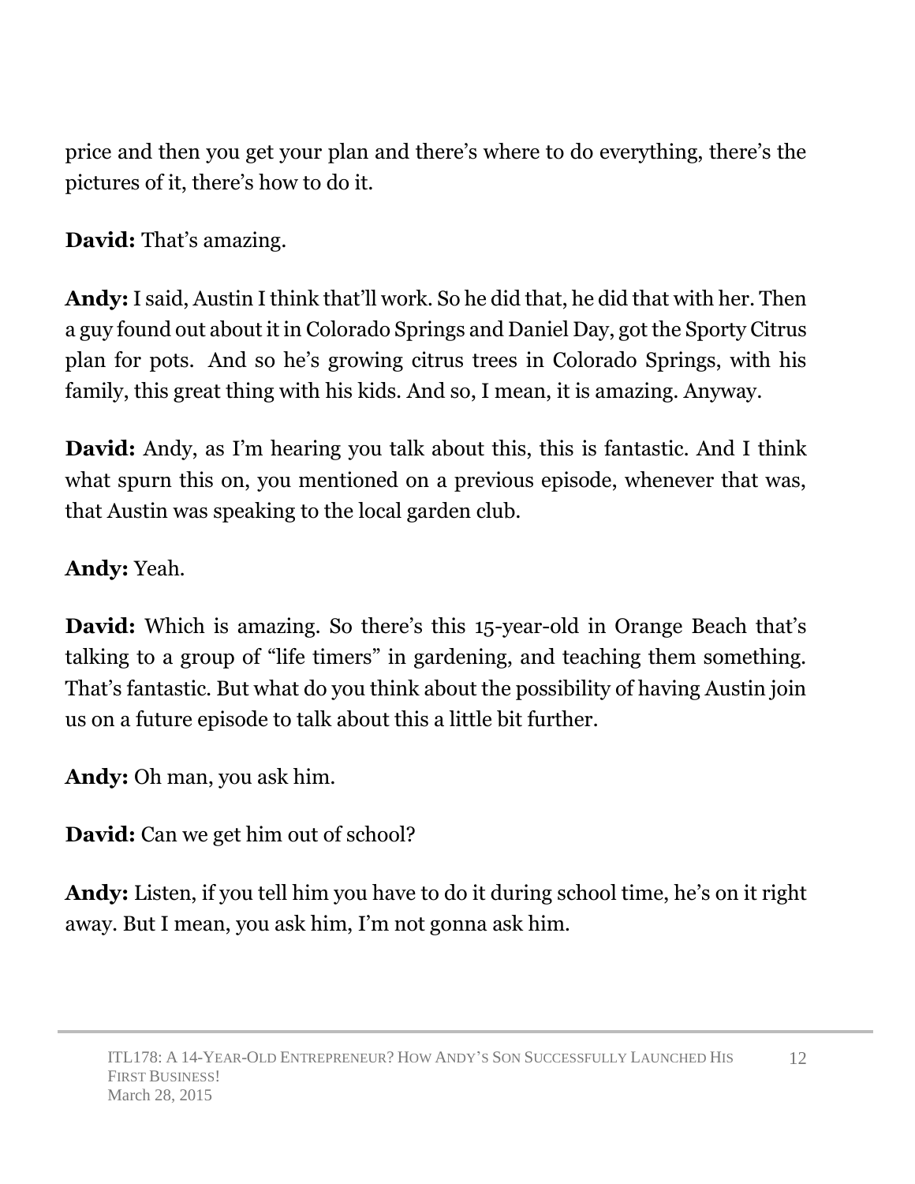price and then you get your plan and there's where to do everything, there's the pictures of it, there's how to do it.

**David:** That's amazing.

**Andy:** I said, Austin I think that'll work. So he did that, he did that with her. Then a guy found out about it in Colorado Springs and Daniel Day, got the Sporty Citrus plan for pots.  And so he's growing citrus trees in Colorado Springs, with his family, this great thing with his kids. And so, I mean, it is amazing. Anyway.

**David:** Andy, as I'm hearing you talk about this, this is fantastic. And I think what spurn this on, you mentioned on a previous episode, whenever that was, that Austin was speaking to the local garden club.

**Andy:** Yeah.

**David:** Which is amazing. So there's this 15-year-old in Orange Beach that's talking to a group of "life timers" in gardening, and teaching them something. That's fantastic. But what do you think about the possibility of having Austin join us on a future episode to talk about this a little bit further.

**Andy:** Oh man, you ask him.

**David:** Can we get him out of school?

**Andy:** Listen, if you tell him you have to do it during school time, he's on it right away. But I mean, you ask him, I'm not gonna ask him.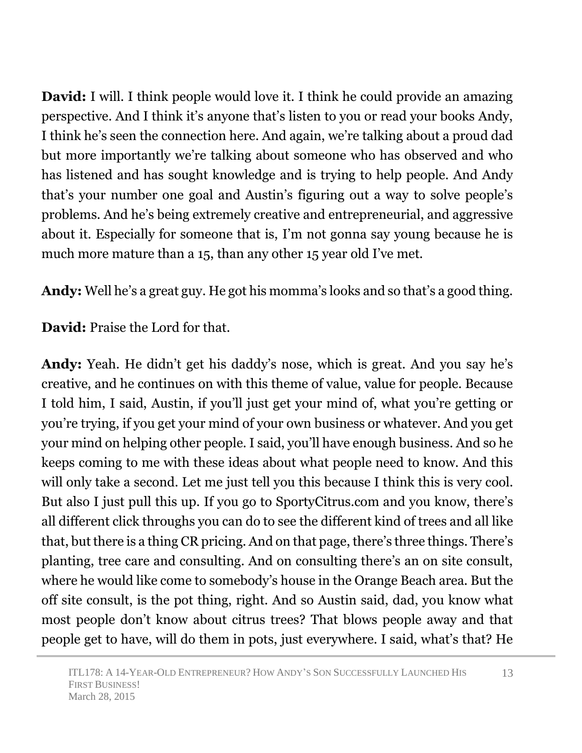**David:** I will. I think people would love it. I think he could provide an amazing perspective. And I think it's anyone that's listen to you or read your books Andy, I think he's seen the connection here. And again, we're talking about a proud dad but more importantly we're talking about someone who has observed and who has listened and has sought knowledge and is trying to help people. And Andy that's your number one goal and Austin's figuring out a way to solve people's problems. And he's being extremely creative and entrepreneurial, and aggressive about it. Especially for someone that is, I'm not gonna say young because he is much more mature than a 15, than any other 15 year old I've met.

**Andy:** Well he's a great guy. He got his momma's looks and so that's a good thing.

**David:** Praise the Lord for that.

**Andy:** Yeah. He didn't get his daddy's nose, which is great. And you say he's creative, and he continues on with this theme of value, value for people. Because I told him, I said, Austin, if you'll just get your mind of, what you're getting or you're trying, if you get your mind of your own business or whatever. And you get your mind on helping other people. I said, you'll have enough business. And so he keeps coming to me with these ideas about what people need to know. And this will only take a second. Let me just tell you this because I think this is very cool. But also I just pull this up. If you go to SportyCitrus.com and you know, there's all different click throughs you can do to see the different kind of trees and all like that, but there is a thing CR pricing. And on that page, there's three things. There's planting, tree care and consulting. And on consulting there's an on site consult, where he would like come to somebody's house in the Orange Beach area. But the off site consult, is the pot thing, right. And so Austin said, dad, you know what most people don't know about citrus trees? That blows people away and that people get to have, will do them in pots, just everywhere. I said, what's that? He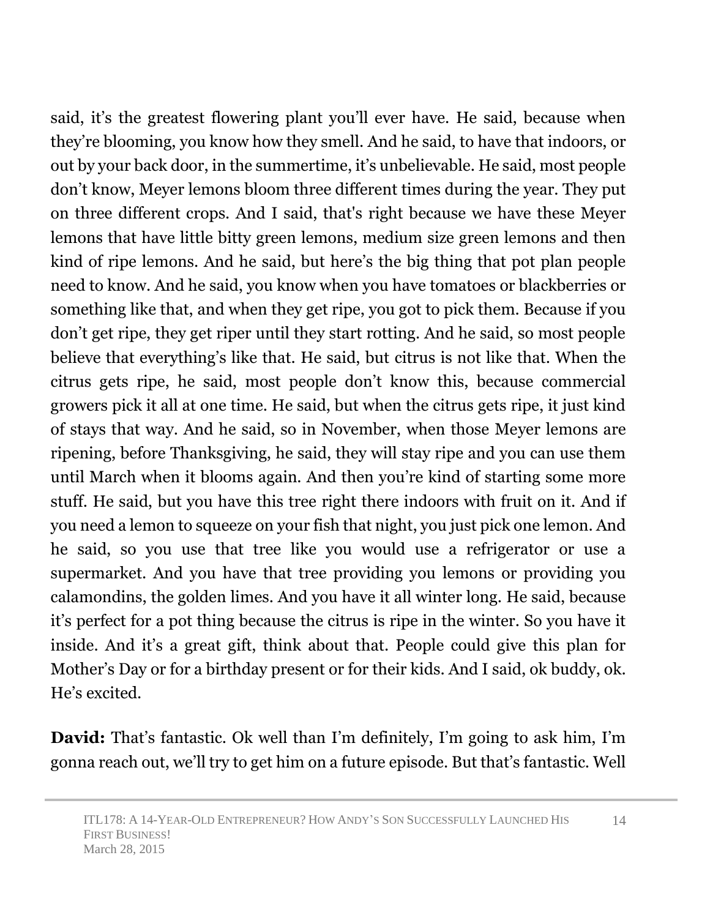said, it's the greatest flowering plant you'll ever have. He said, because when they're blooming, you know how they smell. And he said, to have that indoors, or out by your back door, in the summertime, it's unbelievable. He said, most people don't know, Meyer lemons bloom three different times during the year. They put on three different crops. And I said, that's right because we have these Meyer lemons that have little bitty green lemons, medium size green lemons and then kind of ripe lemons. And he said, but here's the big thing that pot plan people need to know. And he said, you know when you have tomatoes or blackberries or something like that, and when they get ripe, you got to pick them. Because if you don't get ripe, they get riper until they start rotting. And he said, so most people believe that everything's like that. He said, but citrus is not like that. When the citrus gets ripe, he said, most people don't know this, because commercial growers pick it all at one time. He said, but when the citrus gets ripe, it just kind of stays that way. And he said, so in November, when those Meyer lemons are ripening, before Thanksgiving, he said, they will stay ripe and you can use them until March when it blooms again. And then you're kind of starting some more stuff. He said, but you have this tree right there indoors with fruit on it. And if you need a lemon to squeeze on your fish that night, you just pick one lemon. And he said, so you use that tree like you would use a refrigerator or use a supermarket. And you have that tree providing you lemons or providing you calamondins, the golden limes. And you have it all winter long. He said, because it's perfect for a pot thing because the citrus is ripe in the winter. So you have it inside. And it's a great gift, think about that. People could give this plan for Mother's Day or for a birthday present or for their kids. And I said, ok buddy, ok. He's excited.

**David:** That's fantastic. Ok well than I'm definitely, I'm going to ask him, I'm gonna reach out, we'll try to get him on a future episode. But that's fantastic. Well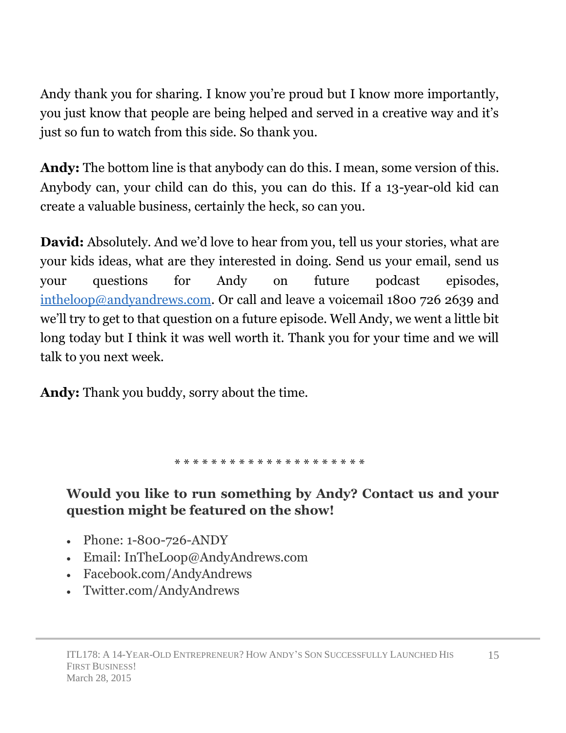Andy thank you for sharing. I know you're proud but I know more importantly, you just know that people are being helped and served in a creative way and it's just so fun to watch from this side. So thank you.

**Andy:** The bottom line is that anybody can do this. I mean, some version of this. Anybody can, your child can do this, you can do this. If a 13-year-old kid can create a valuable business, certainly the heck, so can you.

**David:** Absolutely. And we'd love to hear from you, tell us your stories, what are your kids ideas, what are they interested in doing. Send us your email, send us your questions for Andy on future podcast episodes, intheloop@andyandrews.com. Or call and leave a voicemail 1800 726 2639 and we'll try to get to that question on a future episode. Well Andy, we went a little bit long today but I think it was well worth it. Thank you for your time and we will talk to you next week.

**Andy:** Thank you buddy, sorry about the time.

* * * * * * * * * * * * * * * * * * * * * *

**Would you like to run something by Andy? Contact us and your question might be featured on the show!**

- Phone: 1-800-726-ANDY
- Email: InTheLoop@AndyAndrews.com
- Facebook.com/AndyAndrews
- Twitter.com/AndyAndrews